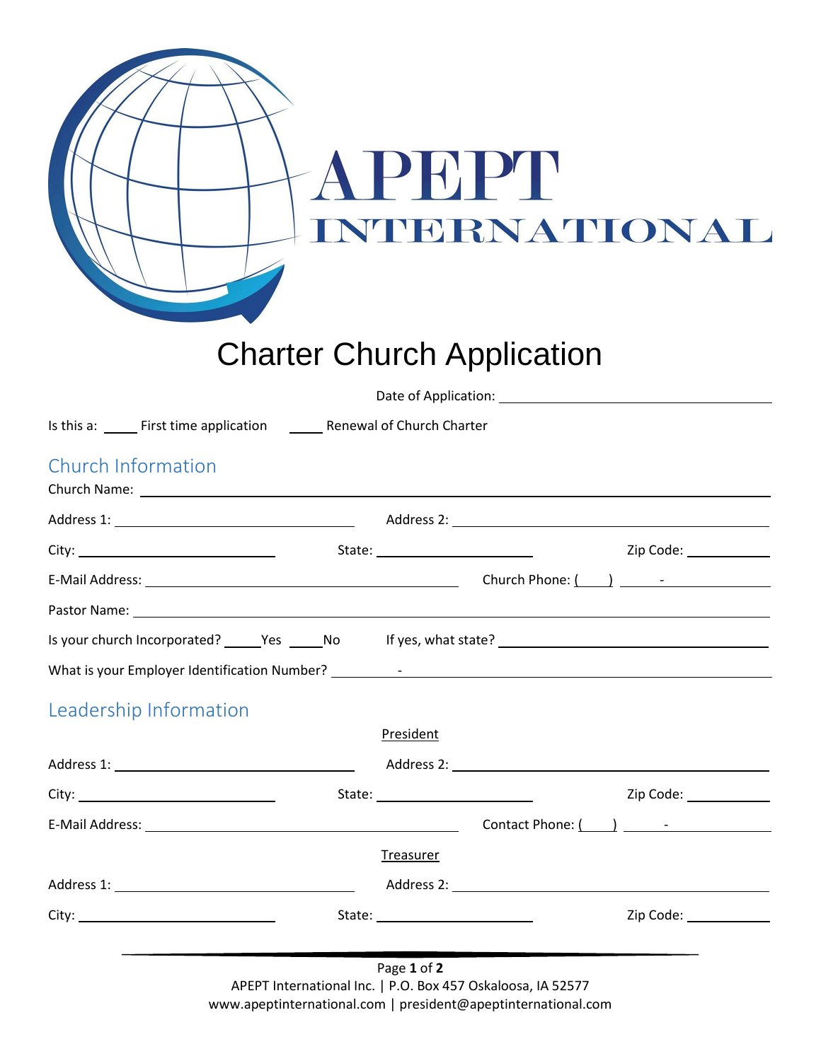APEPT INTERNATIONAL

# Charter Church Application

Date of Application: ______________________________

Is this a: ____ First time application ____ Renewal of Church Charter

## Church Information

Church Name: ______________________________________________________________

Address 1: ______________________________ Address 2: ______________________________

City: ______________________ State: ____________________ Zip Code: __________

E-Mail Address: ________________________________ Church Phone: (___) _____-__________

Pastor Name: ______________________________________________________________

Is your church Incorporated? ____Yes ____No If yes, what state? ______________________________

What is your Employer Identification Number? ________-______________________________

## Leadership Information

### President

Address 1: ______________________________ Address 2: ______________________________

City: ______________________ State: ____________________ Zip Code: __________

E-Mail Address: ________________________________ Contact Phone: (___) _____-__________

### Treasurer

Address 1: ______________________________ Address 2: ______________________________

City: ______________________ State: ____________________ Zip Code: __________

APEPT International Inc. | P.O. Box 457 Oskaloosa, IA 52577
www.apeptinternational.com | president@apeptinternational.com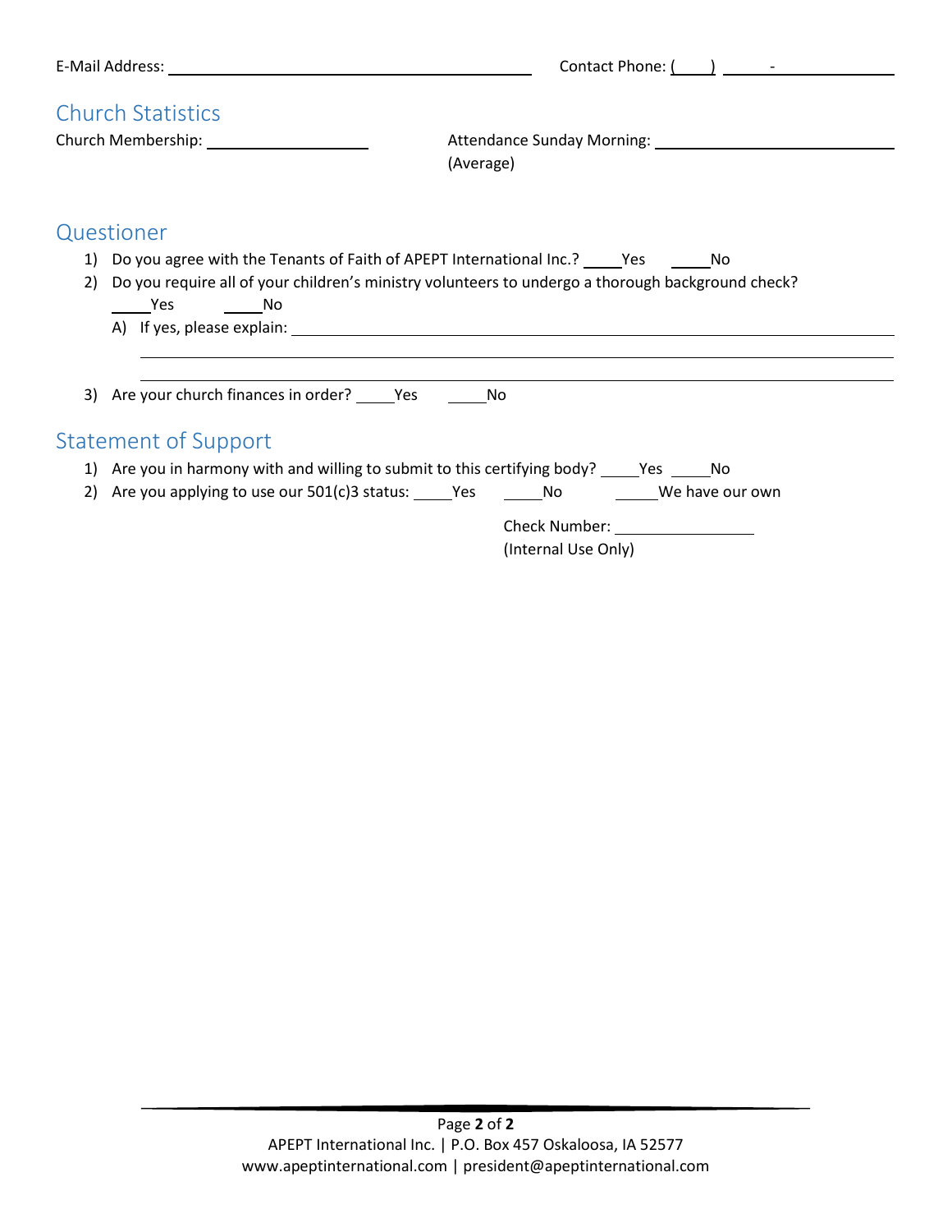E-Mail Address: ______________________________ Contact Phone: (____) ______-__________

## Church Statistics

Church Membership: ______________ Attendance Sunday Morning: ______________________
(Average)

## Questioner

1) Do you agree with the Tenants of Faith of APEPT International Inc.? _____Yes _____No
2) Do you require all of your children's ministry volunteers to undergo a thorough background check?
   _____Yes _____No
   A) If yes, please explain: ________________________________________________
   ________________________________________________
   ________________________________________________
3) Are your church finances in order? _____Yes _____No

## Statement of Support

1) Are you in harmony with and willing to submit to this certifying body? _____Yes _____No
2) Are you applying to use our 501(c)3 status: _____Yes _____No _____We have our own

Check Number: ______________
(Internal Use Only)

APEPT International Inc. | P.O. Box 457 Oskaloosa, IA 52577
www.apeptinternational.com | president@apeptinternational.com